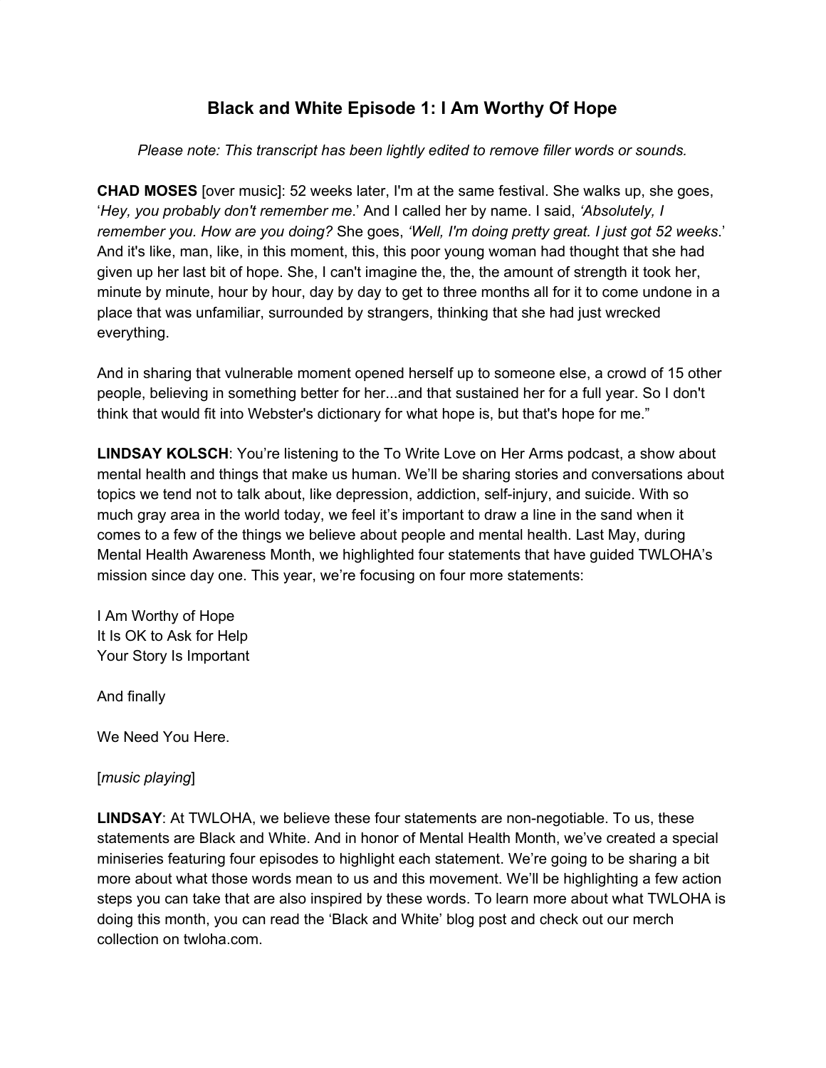# Black and White Episode 1: I Am Worthy Of Hope

*Please note: This transcript has been lightly edited to remove filler words or sounds.*

**CHAD MOSES** [over music]: 52 weeks later, I'm at the same festival. She walks up, she goes, '*Hey, you probably don't remember me*.' And I called her by name. I said, *'Absolutely, I remember you. How are you doing?* She goes, *'Well, I'm doing pretty great. I just got 52 weeks*.' And it's like, man, like, in this moment, this, this poor young woman had thought that she had given up her last bit of hope. She, I can't imagine the, the, the amount of strength it took her, minute by minute, hour by hour, day by day to get to three months all for it to come undone in a place that was unfamiliar, surrounded by strangers, thinking that she had just wrecked everything.

And in sharing that vulnerable moment opened herself up to someone else, a crowd of 15 other people, believing in something better for her...and that sustained her for a full year. So I don't think that would fit into Webster's dictionary for what hope is, but that's hope for me."

**LINDSAY KOLSCH**: You're listening to the To Write Love on Her Arms podcast, a show about mental health and things that make us human. We'll be sharing stories and conversations about topics we tend not to talk about, like depression, addiction, self-injury, and suicide. With so much gray area in the world today, we feel it's important to draw a line in the sand when it comes to a few of the things we believe about people and mental health. Last May, during Mental Health Awareness Month, we highlighted four statements that have guided TWLOHA's mission since day one. This year, we're focusing on four more statements:

I Am Worthy of Hope
It Is OK to Ask for Help
Your Story Is Important

And finally

We Need You Here.

[*music playing*]

**LINDSAY**: At TWLOHA, we believe these four statements are non-negotiable. To us, these statements are Black and White. And in honor of Mental Health Month, we've created a special miniseries featuring four episodes to highlight each statement. We're going to be sharing a bit more about what those words mean to us and this movement. We'll be highlighting a few action steps you can take that are also inspired by these words. To learn more about what TWLOHA is doing this month, you can read the 'Black and White' blog post and check out our merch collection on twloha.com.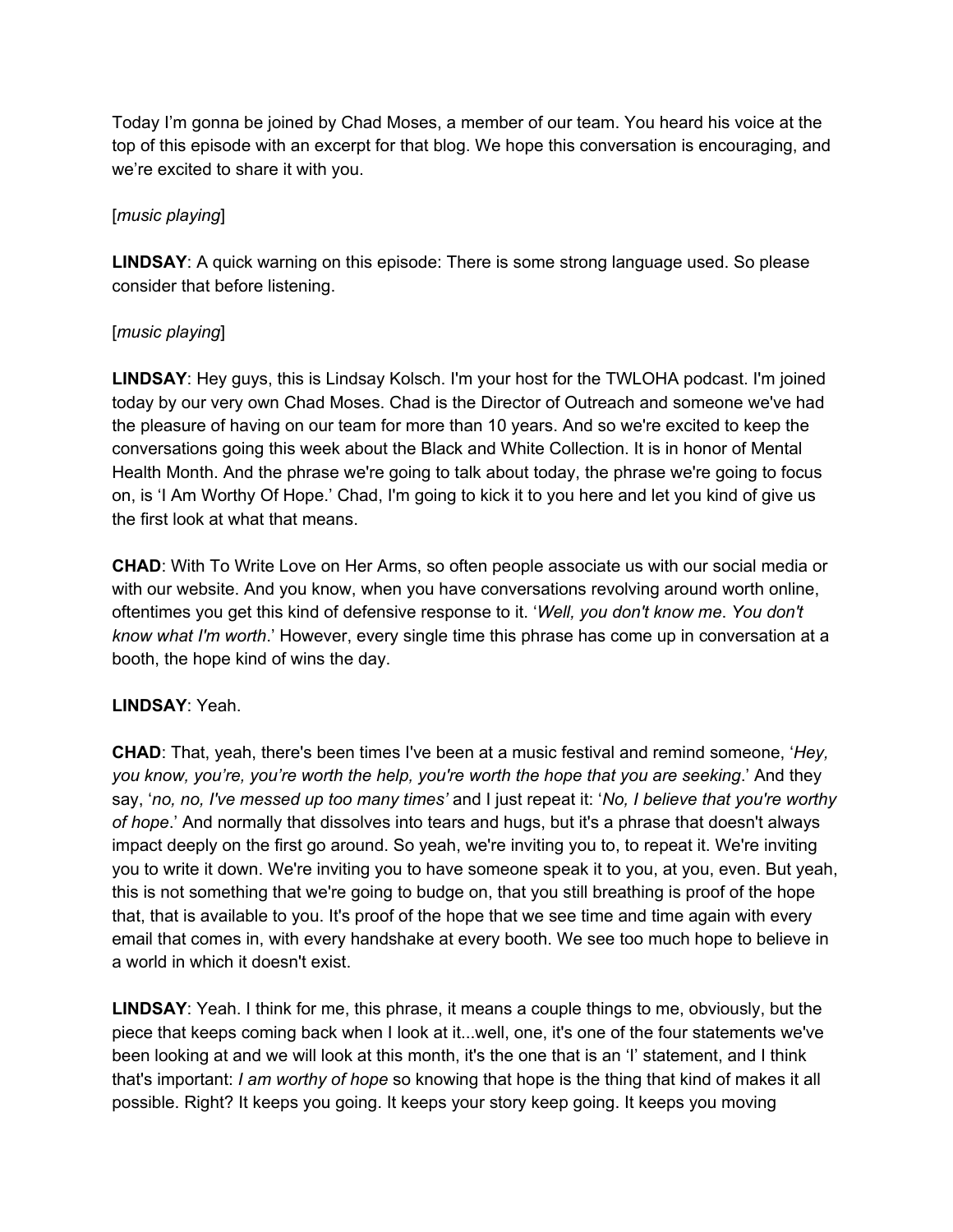Today I'm gonna be joined by Chad Moses, a member of our team. You heard his voice at the top of this episode with an excerpt for that blog. We hope this conversation is encouraging, and we're excited to share it with you.

[*music playing*]

**LINDSAY**: A quick warning on this episode: There is some strong language used. So please consider that before listening.

[*music playing*]

**LINDSAY**: Hey guys, this is Lindsay Kolsch. I'm your host for the TWLOHA podcast. I'm joined today by our very own Chad Moses. Chad is the Director of Outreach and someone we've had the pleasure of having on our team for more than 10 years. And so we're excited to keep the conversations going this week about the Black and White Collection. It is in honor of Mental Health Month. And the phrase we're going to talk about today, the phrase we're going to focus on, is 'I Am Worthy Of Hope.' Chad, I'm going to kick it to you here and let you kind of give us the first look at what that means.

**CHAD**: With To Write Love on Her Arms, so often people associate us with our social media or with our website. And you know, when you have conversations revolving around worth online, oftentimes you get this kind of defensive response to it. '*Well, you don't know me. You don't know what I'm worth*.' However, every single time this phrase has come up in conversation at a booth, the hope kind of wins the day.

**LINDSAY**: Yeah.

**CHAD**: That, yeah, there's been times I've been at a music festival and remind someone, '*Hey, you know, you're, you're worth the help, you're worth the hope that you are seeking*.' And they say, '*no, no, I've messed up too many times'* and I just repeat it: '*No, I believe that you're worthy of hope*.' And normally that dissolves into tears and hugs, but it's a phrase that doesn't always impact deeply on the first go around. So yeah, we're inviting you to, to repeat it. We're inviting you to write it down. We're inviting you to have someone speak it to you, at you, even. But yeah, this is not something that we're going to budge on, that you still breathing is proof of the hope that, that is available to you. It's proof of the hope that we see time and time again with every email that comes in, with every handshake at every booth. We see too much hope to believe in a world in which it doesn't exist.

**LINDSAY**: Yeah. I think for me, this phrase, it means a couple things to me, obviously, but the piece that keeps coming back when I look at it...well, one, it's one of the four statements we've been looking at and we will look at this month, it's the one that is an 'I' statement, and I think that's important: *I am worthy of hope* so knowing that hope is the thing that kind of makes it all possible. Right? It keeps you going. It keeps your story keep going. It keeps you moving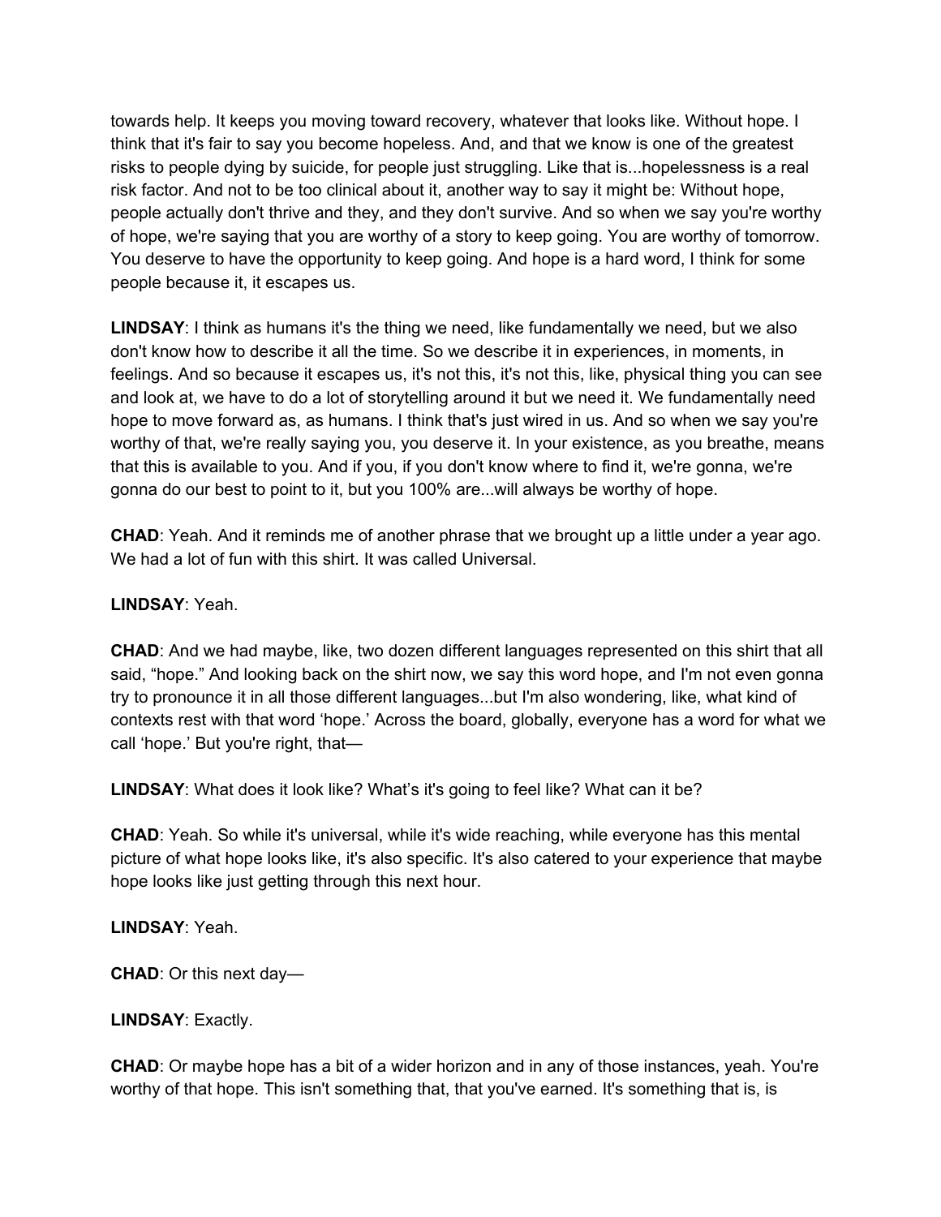towards help. It keeps you moving toward recovery, whatever that looks like. Without hope. I think that it's fair to say you become hopeless. And, and that we know is one of the greatest risks to people dying by suicide, for people just struggling. Like that is...hopelessness is a real risk factor. And not to be too clinical about it, another way to say it might be: Without hope, people actually don't thrive and they, and they don't survive. And so when we say you're worthy of hope, we're saying that you are worthy of a story to keep going. You are worthy of tomorrow. You deserve to have the opportunity to keep going. And hope is a hard word, I think for some people because it, it escapes us.

**LINDSAY**: I think as humans it's the thing we need, like fundamentally we need, but we also don't know how to describe it all the time. So we describe it in experiences, in moments, in feelings. And so because it escapes us, it's not this, it's not this, like, physical thing you can see and look at, we have to do a lot of storytelling around it but we need it. We fundamentally need hope to move forward as, as humans. I think that's just wired in us. And so when we say you're worthy of that, we're really saying you, you deserve it. In your existence, as you breathe, means that this is available to you. And if you, if you don't know where to find it, we're gonna, we're gonna do our best to point to it, but you 100% are...will always be worthy of hope.

**CHAD**: Yeah. And it reminds me of another phrase that we brought up a little under a year ago. We had a lot of fun with this shirt. It was called Universal.

**LINDSAY**: Yeah.

**CHAD**: And we had maybe, like, two dozen different languages represented on this shirt that all said, "hope." And looking back on the shirt now, we say this word hope, and I'm not even gonna try to pronounce it in all those different languages...but I'm also wondering, like, what kind of contexts rest with that word 'hope.' Across the board, globally, everyone has a word for what we call 'hope.' But you're right, that—

**LINDSAY**: What does it look like? What's it's going to feel like? What can it be?

**CHAD**: Yeah. So while it's universal, while it's wide reaching, while everyone has this mental picture of what hope looks like, it's also specific. It's also catered to your experience that maybe hope looks like just getting through this next hour.

**LINDSAY**: Yeah.

**CHAD**: Or this next day—

**LINDSAY**: Exactly.

**CHAD**: Or maybe hope has a bit of a wider horizon and in any of those instances, yeah. You're worthy of that hope. This isn't something that, that you've earned. It's something that is, is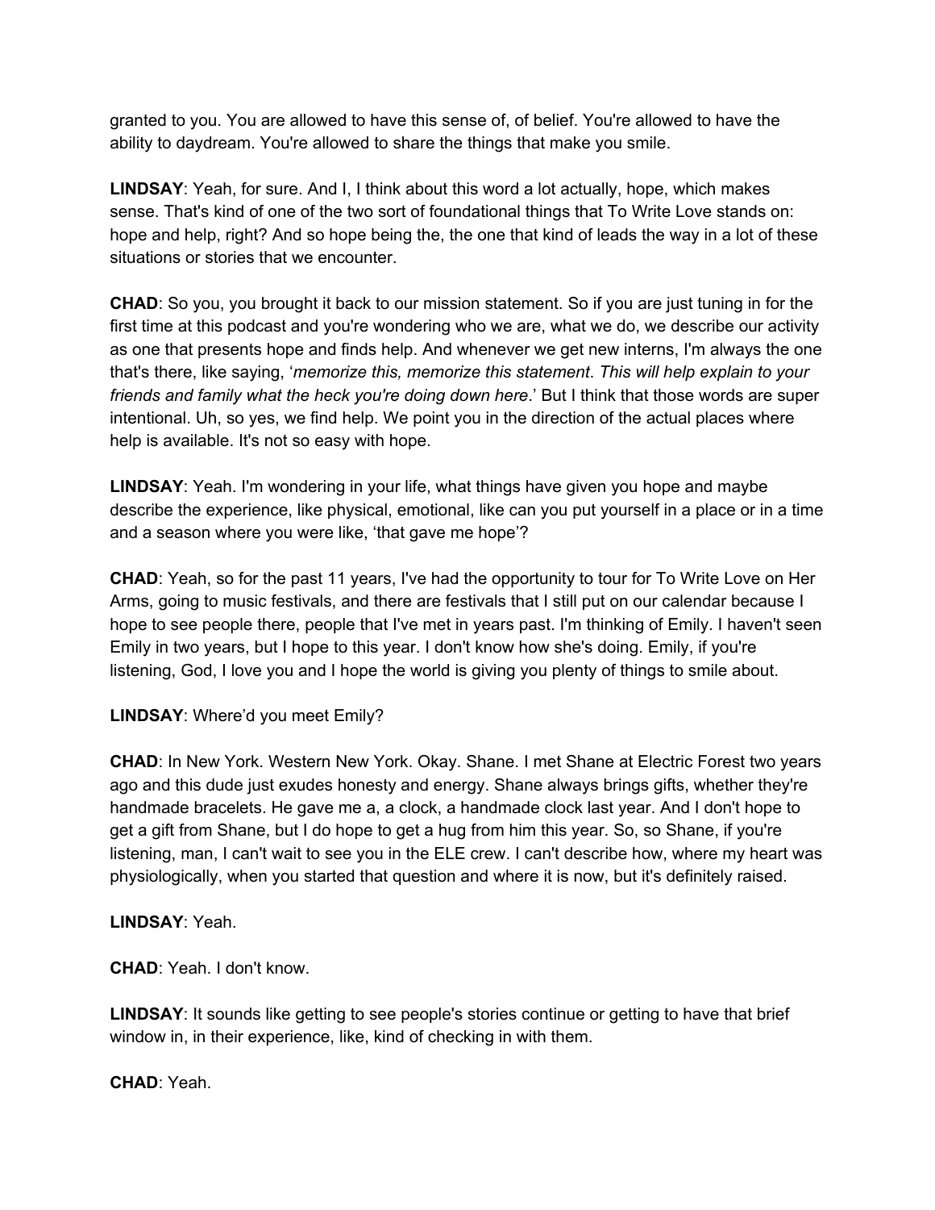granted to you. You are allowed to have this sense of, of belief. You're allowed to have the ability to daydream. You're allowed to share the things that make you smile.

**LINDSAY**: Yeah, for sure. And I, I think about this word a lot actually, hope, which makes sense. That's kind of one of the two sort of foundational things that To Write Love stands on: hope and help, right? And so hope being the, the one that kind of leads the way in a lot of these situations or stories that we encounter.

**CHAD**: So you, you brought it back to our mission statement. So if you are just tuning in for the first time at this podcast and you're wondering who we are, what we do, we describe our activity as one that presents hope and finds help. And whenever we get new interns, I'm always the one that's there, like saying, '*memorize this, memorize this statement*. *This will help explain to your friends and family what the heck you're doing down here*.' But I think that those words are super intentional. Uh, so yes, we find help. We point you in the direction of the actual places where help is available. It's not so easy with hope.

**LINDSAY**: Yeah. I'm wondering in your life, what things have given you hope and maybe describe the experience, like physical, emotional, like can you put yourself in a place or in a time and a season where you were like, 'that gave me hope'?

**CHAD**: Yeah, so for the past 11 years, I've had the opportunity to tour for To Write Love on Her Arms, going to music festivals, and there are festivals that I still put on our calendar because I hope to see people there, people that I've met in years past. I'm thinking of Emily. I haven't seen Emily in two years, but I hope to this year. I don't know how she's doing. Emily, if you're listening, God, I love you and I hope the world is giving you plenty of things to smile about.

**LINDSAY**: Where'd you meet Emily?

**CHAD**: In New York. Western New York. Okay. Shane. I met Shane at Electric Forest two years ago and this dude just exudes honesty and energy. Shane always brings gifts, whether they're handmade bracelets. He gave me a, a clock, a handmade clock last year. And I don't hope to get a gift from Shane, but I do hope to get a hug from him this year. So, so Shane, if you're listening, man, I can't wait to see you in the ELE crew. I can't describe how, where my heart was physiologically, when you started that question and where it is now, but it's definitely raised.

**LINDSAY**: Yeah.

**CHAD**: Yeah. I don't know.

**LINDSAY**: It sounds like getting to see people's stories continue or getting to have that brief window in, in their experience, like, kind of checking in with them.

**CHAD**: Yeah.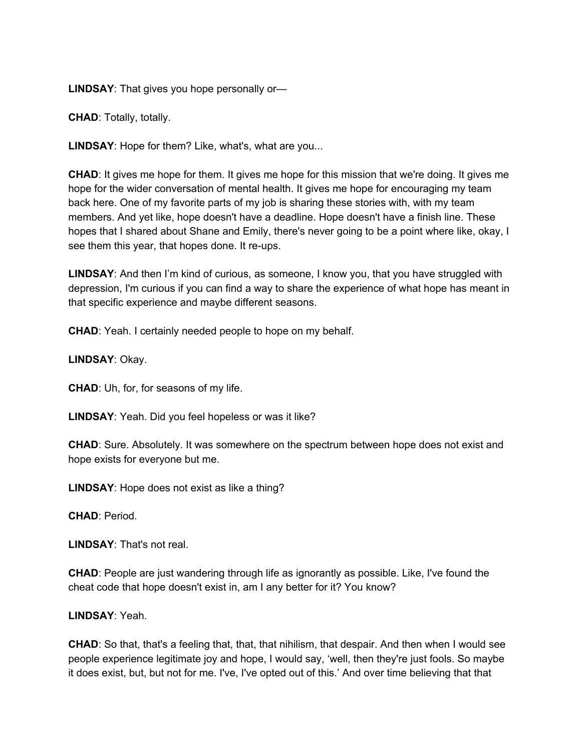**LINDSAY**: That gives you hope personally or—

**CHAD**: Totally, totally.

**LINDSAY**: Hope for them? Like, what's, what are you...

**CHAD**: It gives me hope for them. It gives me hope for this mission that we're doing. It gives me hope for the wider conversation of mental health. It gives me hope for encouraging my team back here. One of my favorite parts of my job is sharing these stories with, with my team members. And yet like, hope doesn't have a deadline. Hope doesn't have a finish line. These hopes that I shared about Shane and Emily, there's never going to be a point where like, okay, I see them this year, that hopes done. It re-ups.

**LINDSAY**: And then I'm kind of curious, as someone, I know you, that you have struggled with depression, I'm curious if you can find a way to share the experience of what hope has meant in that specific experience and maybe different seasons.

**CHAD**: Yeah. I certainly needed people to hope on my behalf.

**LINDSAY**: Okay.

**CHAD**: Uh, for, for seasons of my life.

**LINDSAY**: Yeah. Did you feel hopeless or was it like?

**CHAD**: Sure. Absolutely. It was somewhere on the spectrum between hope does not exist and hope exists for everyone but me.

**LINDSAY**: Hope does not exist as like a thing?

**CHAD**: Period.

**LINDSAY**: That's not real.

**CHAD**: People are just wandering through life as ignorantly as possible. Like, I've found the cheat code that hope doesn't exist in, am I any better for it? You know?

**LINDSAY**: Yeah.

**CHAD**: So that, that's a feeling that, that, that nihilism, that despair. And then when I would see people experience legitimate joy and hope, I would say, 'well, then they're just fools. So maybe it does exist, but, but not for me. I've, I've opted out of this.' And over time believing that that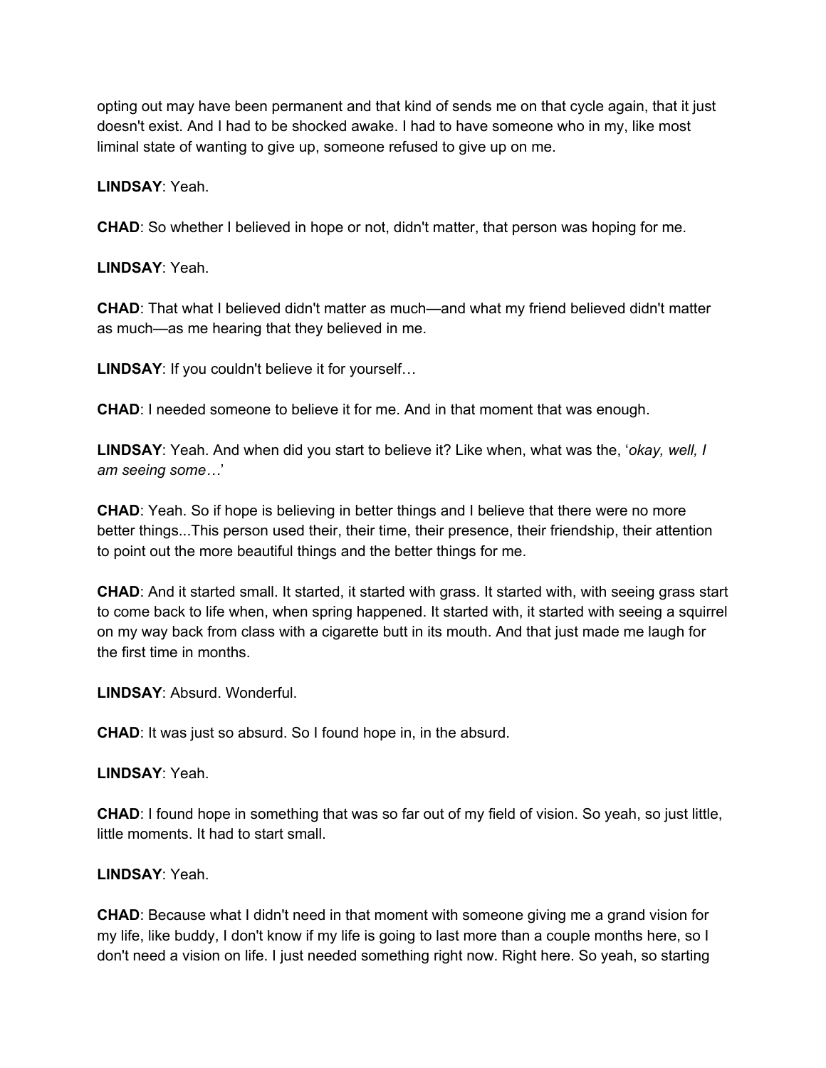opting out may have been permanent and that kind of sends me on that cycle again, that it just doesn't exist. And I had to be shocked awake. I had to have someone who in my, like most liminal state of wanting to give up, someone refused to give up on me.

**LINDSAY**: Yeah.

**CHAD**: So whether I believed in hope or not, didn't matter, that person was hoping for me.

**LINDSAY**: Yeah.

**CHAD**: That what I believed didn't matter as much—and what my friend believed didn't matter as much—as me hearing that they believed in me.

**LINDSAY**: If you couldn't believe it for yourself…

**CHAD**: I needed someone to believe it for me. And in that moment that was enough.

**LINDSAY**: Yeah. And when did you start to believe it? Like when, what was the, '*okay, well, I am seeing some…*'

**CHAD**: Yeah. So if hope is believing in better things and I believe that there were no more better things...This person used their, their time, their presence, their friendship, their attention to point out the more beautiful things and the better things for me.

**CHAD**: And it started small. It started, it started with grass. It started with, with seeing grass start to come back to life when, when spring happened. It started with, it started with seeing a squirrel on my way back from class with a cigarette butt in its mouth. And that just made me laugh for the first time in months.

**LINDSAY**: Absurd. Wonderful.

**CHAD**: It was just so absurd. So I found hope in, in the absurd.

**LINDSAY**: Yeah.

**CHAD**: I found hope in something that was so far out of my field of vision. So yeah, so just little, little moments. It had to start small.

**LINDSAY**: Yeah.

**CHAD**: Because what I didn't need in that moment with someone giving me a grand vision for my life, like buddy, I don't know if my life is going to last more than a couple months here, so I don't need a vision on life. I just needed something right now. Right here. So yeah, so starting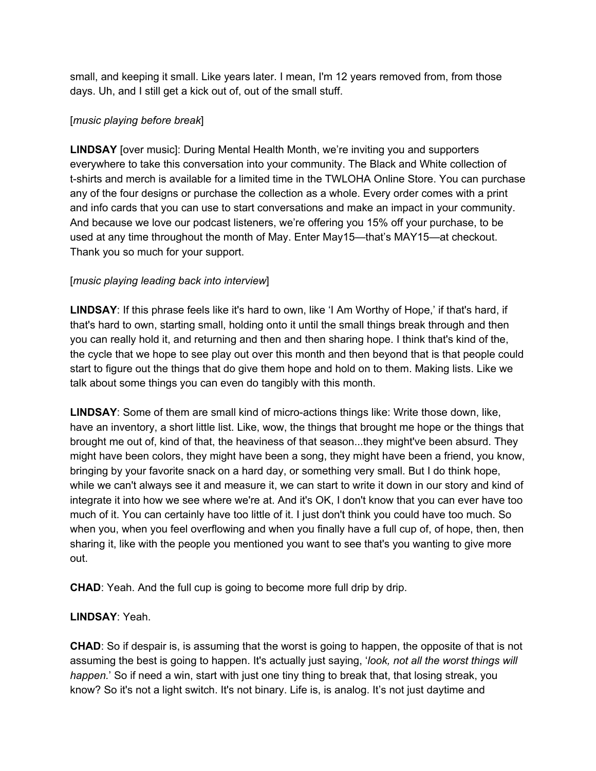small, and keeping it small. Like years later. I mean, I'm 12 years removed from, from those days. Uh, and I still get a kick out of, out of the small stuff.

[*music playing before break*]

**LINDSAY** [over music]: During Mental Health Month, we're inviting you and supporters everywhere to take this conversation into your community. The Black and White collection of t-shirts and merch is available for a limited time in the TWLOHA Online Store. You can purchase any of the four designs or purchase the collection as a whole. Every order comes with a print and info cards that you can use to start conversations and make an impact in your community. And because we love our podcast listeners, we're offering you 15% off your purchase, to be used at any time throughout the month of May. Enter May15—that's MAY15—at checkout. Thank you so much for your support.

[*music playing leading back into interview*]

**LINDSAY**: If this phrase feels like it's hard to own, like 'I Am Worthy of Hope,' if that's hard, if that's hard to own, starting small, holding onto it until the small things break through and then you can really hold it, and returning and then and then sharing hope. I think that's kind of the, the cycle that we hope to see play out over this month and then beyond that is that people could start to figure out the things that do give them hope and hold on to them. Making lists. Like we talk about some things you can even do tangibly with this month.

**LINDSAY**: Some of them are small kind of micro-actions things like: Write those down, like, have an inventory, a short little list. Like, wow, the things that brought me hope or the things that brought me out of, kind of that, the heaviness of that season...they might've been absurd. They might have been colors, they might have been a song, they might have been a friend, you know, bringing by your favorite snack on a hard day, or something very small. But I do think hope, while we can't always see it and measure it, we can start to write it down in our story and kind of integrate it into how we see where we're at. And it's OK, I don't know that you can ever have too much of it. You can certainly have too little of it. I just don't think you could have too much. So when you, when you feel overflowing and when you finally have a full cup of, of hope, then, then sharing it, like with the people you mentioned you want to see that's you wanting to give more out.

**CHAD**: Yeah. And the full cup is going to become more full drip by drip.

**LINDSAY**: Yeah.

**CHAD**: So if despair is, is assuming that the worst is going to happen, the opposite of that is not assuming the best is going to happen. It's actually just saying, '*look, not all the worst things will happen.*' So if need a win, start with just one tiny thing to break that, that losing streak, you know? So it's not a light switch. It's not binary. Life is, is analog. It's not just daytime and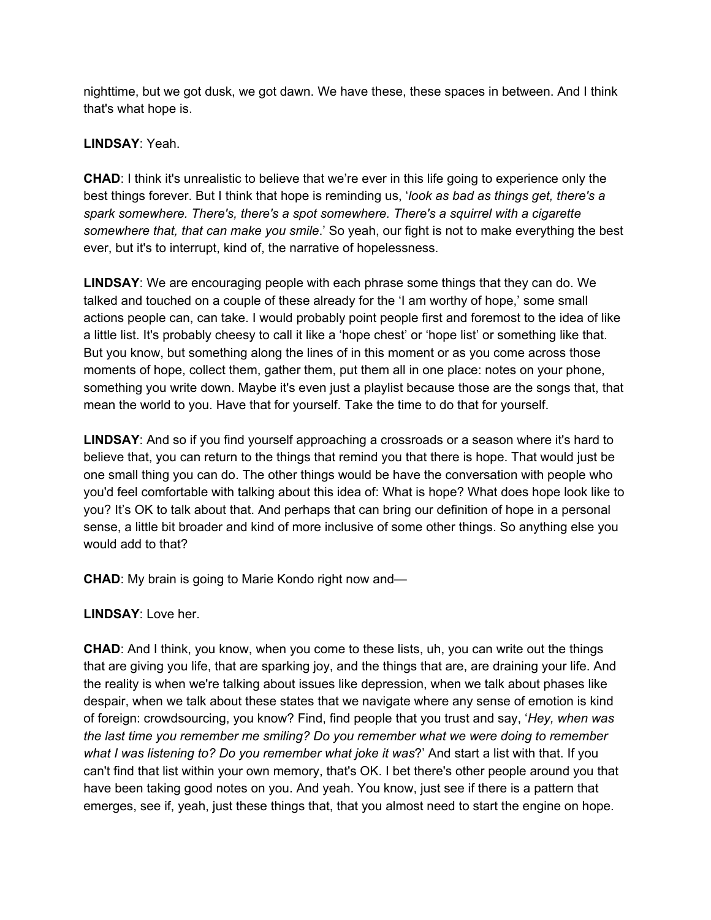nighttime, but we got dusk, we got dawn. We have these, these spaces in between. And I think that's what hope is.

**LINDSAY**: Yeah.

**CHAD**: I think it's unrealistic to believe that we're ever in this life going to experience only the best things forever. But I think that hope is reminding us, '*look as bad as things get, there's a spark somewhere. There's, there's a spot somewhere. There's a squirrel with a cigarette somewhere that, that can make you smile*.' So yeah, our fight is not to make everything the best ever, but it's to interrupt, kind of, the narrative of hopelessness.

**LINDSAY**: We are encouraging people with each phrase some things that they can do. We talked and touched on a couple of these already for the 'I am worthy of hope,' some small actions people can, can take. I would probably point people first and foremost to the idea of like a little list. It's probably cheesy to call it like a 'hope chest' or 'hope list' or something like that. But you know, but something along the lines of in this moment or as you come across those moments of hope, collect them, gather them, put them all in one place: notes on your phone, something you write down. Maybe it's even just a playlist because those are the songs that, that mean the world to you. Have that for yourself. Take the time to do that for yourself.

**LINDSAY**: And so if you find yourself approaching a crossroads or a season where it's hard to believe that, you can return to the things that remind you that there is hope. That would just be one small thing you can do. The other things would be have the conversation with people who you'd feel comfortable with talking about this idea of: What is hope? What does hope look like to you? It's OK to talk about that. And perhaps that can bring our definition of hope in a personal sense, a little bit broader and kind of more inclusive of some other things. So anything else you would add to that?

**CHAD**: My brain is going to Marie Kondo right now and—

**LINDSAY**: Love her.

**CHAD**: And I think, you know, when you come to these lists, uh, you can write out the things that are giving you life, that are sparking joy, and the things that are, are draining your life. And the reality is when we're talking about issues like depression, when we talk about phases like despair, when we talk about these states that we navigate where any sense of emotion is kind of foreign: crowdsourcing, you know? Find, find people that you trust and say, '*Hey, when was the last time you remember me smiling? Do you remember what we were doing to remember what I was listening to? Do you remember what joke it was*?' And start a list with that. If you can't find that list within your own memory, that's OK. I bet there's other people around you that have been taking good notes on you. And yeah. You know, just see if there is a pattern that emerges, see if, yeah, just these things that, that you almost need to start the engine on hope.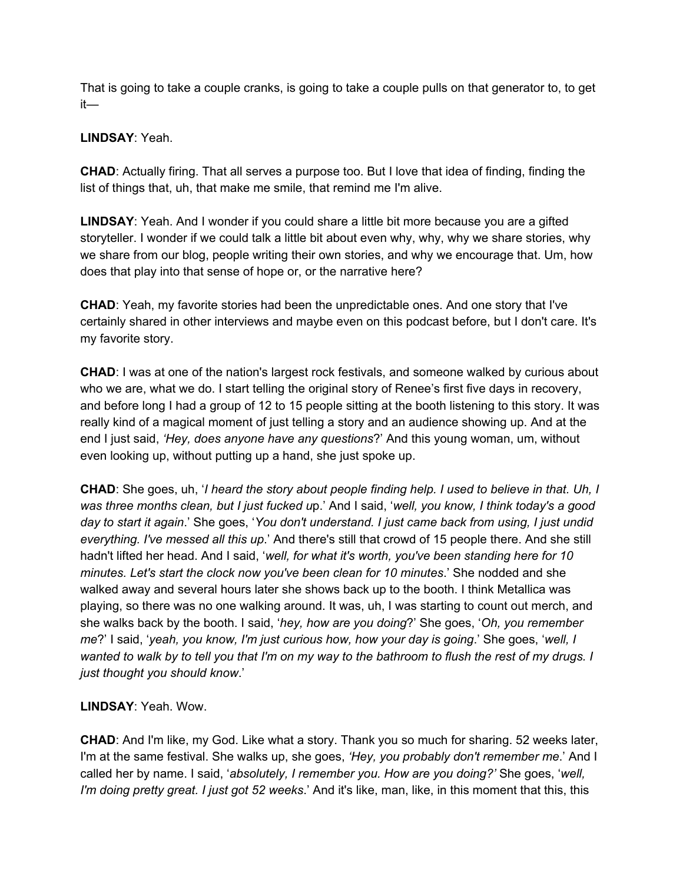That is going to take a couple cranks, is going to take a couple pulls on that generator to, to get it—

**LINDSAY**: Yeah.

**CHAD**: Actually firing. That all serves a purpose too. But I love that idea of finding, finding the list of things that, uh, that make me smile, that remind me I'm alive.

**LINDSAY**: Yeah. And I wonder if you could share a little bit more because you are a gifted storyteller. I wonder if we could talk a little bit about even why, why, why we share stories, why we share from our blog, people writing their own stories, and why we encourage that. Um, how does that play into that sense of hope or, or the narrative here?

**CHAD**: Yeah, my favorite stories had been the unpredictable ones. And one story that I've certainly shared in other interviews and maybe even on this podcast before, but I don't care. It's my favorite story.

**CHAD**: I was at one of the nation's largest rock festivals, and someone walked by curious about who we are, what we do. I start telling the original story of Renee's first five days in recovery, and before long I had a group of 12 to 15 people sitting at the booth listening to this story. It was really kind of a magical moment of just telling a story and an audience showing up. And at the end I just said, *'Hey, does anyone have any questions*?' And this young woman, um, without even looking up, without putting up a hand, she just spoke up.

**CHAD**: She goes, uh, '*I heard the story about people finding help. I used to believe in that. Uh, I was three months clean, but I just fucked u*p.' And I said, '*well, you know, I think today's a good day to start it again*.' She goes, '*You don't understand. I just came back from using, I just undid everything. I've messed all this up*.' And there's still that crowd of 15 people there. And she still hadn't lifted her head. And I said, '*well, for what it's worth, you've been standing here for 10 minutes. Let's start the clock now you've been clean for 10 minutes*.' She nodded and she walked away and several hours later she shows back up to the booth. I think Metallica was playing, so there was no one walking around. It was, uh, I was starting to count out merch, and she walks back by the booth. I said, '*hey, how are you doing*?' She goes, '*Oh, you remember me*?' I said, '*yeah, you know, I'm just curious how, how your day is going*.' She goes, '*well, I wanted to walk by to tell you that I'm on my way to the bathroom to flush the rest of my drugs. I just thought you should know*.'

**LINDSAY**: Yeah. Wow.

**CHAD**: And I'm like, my God. Like what a story. Thank you so much for sharing. 52 weeks later, I'm at the same festival. She walks up, she goes, *'Hey, you probably don't remember me.*' And I called her by name. I said, '*absolutely, I remember you. How are you doing?'* She goes, '*well, I'm doing pretty great. I just got 52 weeks*.' And it's like, man, like, in this moment that this, this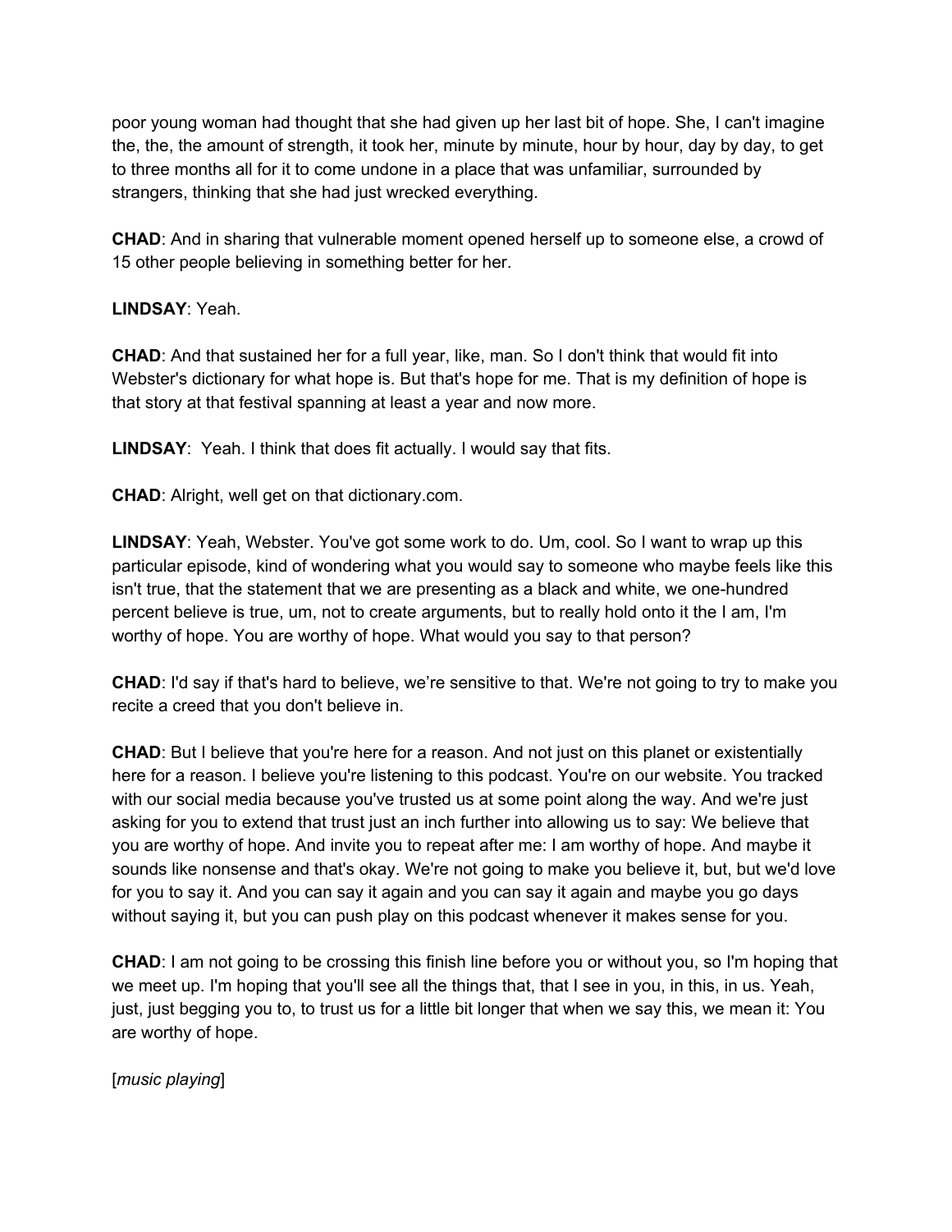poor young woman had thought that she had given up her last bit of hope. She, I can't imagine the, the, the amount of strength, it took her, minute by minute, hour by hour, day by day, to get to three months all for it to come undone in a place that was unfamiliar, surrounded by strangers, thinking that she had just wrecked everything.

**CHAD**: And in sharing that vulnerable moment opened herself up to someone else, a crowd of 15 other people believing in something better for her.

**LINDSAY**: Yeah.

**CHAD**: And that sustained her for a full year, like, man. So I don't think that would fit into Webster's dictionary for what hope is. But that's hope for me. That is my definition of hope is that story at that festival spanning at least a year and now more.

**LINDSAY**: Yeah. I think that does fit actually. I would say that fits.

**CHAD**: Alright, well get on that dictionary.com.

**LINDSAY**: Yeah, Webster. You've got some work to do. Um, cool. So I want to wrap up this particular episode, kind of wondering what you would say to someone who maybe feels like this isn't true, that the statement that we are presenting as a black and white, we one-hundred percent believe is true, um, not to create arguments, but to really hold onto it the I am, I'm worthy of hope. You are worthy of hope. What would you say to that person?

**CHAD**: I'd say if that's hard to believe, we're sensitive to that. We're not going to try to make you recite a creed that you don't believe in.

**CHAD**: But I believe that you're here for a reason. And not just on this planet or existentially here for a reason. I believe you're listening to this podcast. You're on our website. You tracked with our social media because you've trusted us at some point along the way. And we're just asking for you to extend that trust just an inch further into allowing us to say: We believe that you are worthy of hope. And invite you to repeat after me: I am worthy of hope. And maybe it sounds like nonsense and that's okay. We're not going to make you believe it, but, but we'd love for you to say it. And you can say it again and you can say it again and maybe you go days without saying it, but you can push play on this podcast whenever it makes sense for you.

**CHAD**: I am not going to be crossing this finish line before you or without you, so I'm hoping that we meet up. I'm hoping that you'll see all the things that, that I see in you, in this, in us. Yeah, just, just begging you to, to trust us for a little bit longer that when we say this, we mean it: You are worthy of hope.

[*music playing*]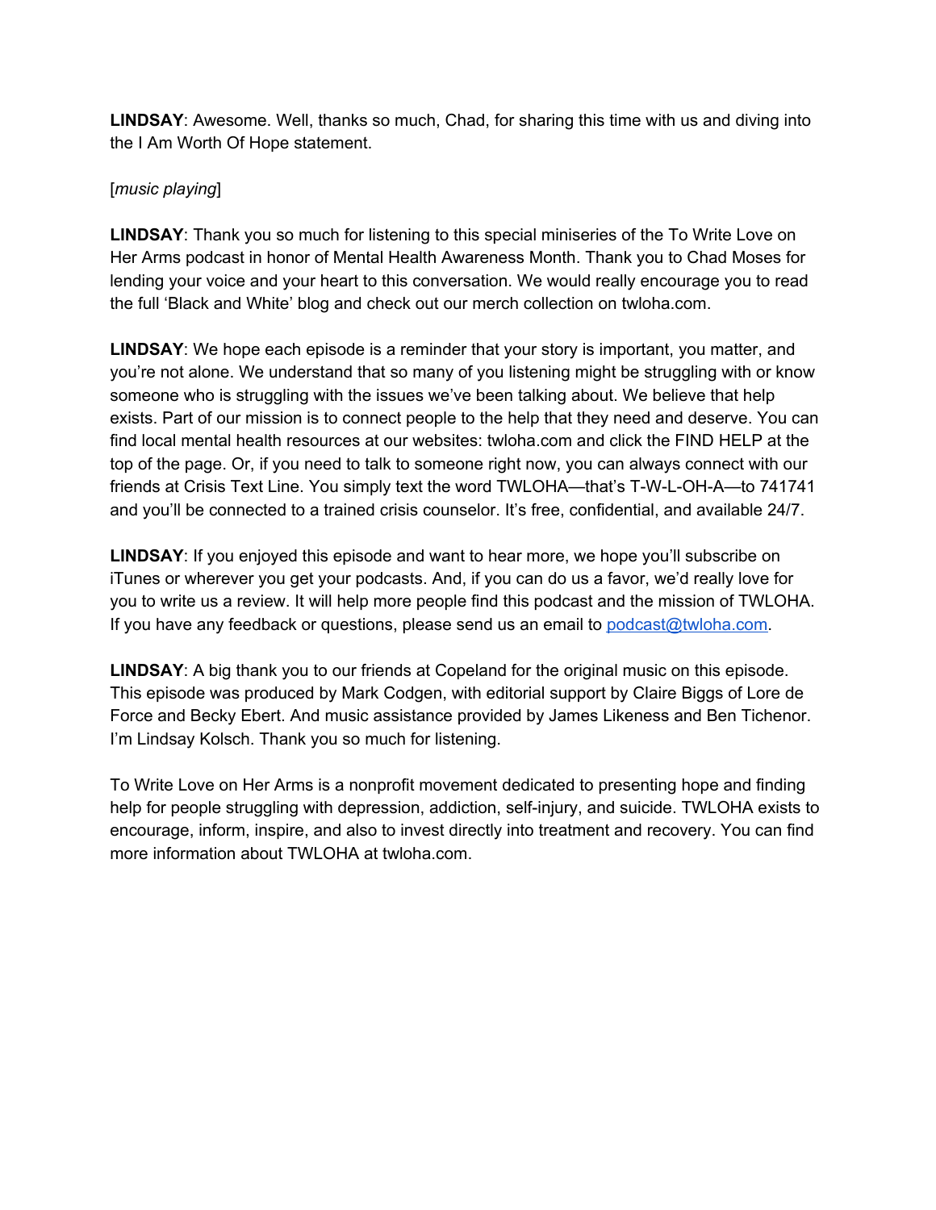**LINDSAY**: Awesome. Well, thanks so much, Chad, for sharing this time with us and diving into the I Am Worth Of Hope statement.

[*music playing*]

**LINDSAY**: Thank you so much for listening to this special miniseries of the To Write Love on Her Arms podcast in honor of Mental Health Awareness Month. Thank you to Chad Moses for lending your voice and your heart to this conversation. We would really encourage you to read the full 'Black and White' blog and check out our merch collection on twloha.com.

**LINDSAY**: We hope each episode is a reminder that your story is important, you matter, and you're not alone. We understand that so many of you listening might be struggling with or know someone who is struggling with the issues we've been talking about. We believe that help exists. Part of our mission is to connect people to the help that they need and deserve. You can find local mental health resources at our websites: twloha.com and click the FIND HELP at the top of the page. Or, if you need to talk to someone right now, you can always connect with our friends at Crisis Text Line. You simply text the word TWLOHA—that's T-W-L-OH-A—to 741741 and you'll be connected to a trained crisis counselor. It's free, confidential, and available 24/7.

**LINDSAY**: If you enjoyed this episode and want to hear more, we hope you'll subscribe on iTunes or wherever you get your podcasts. And, if you can do us a favor, we'd really love for you to write us a review. It will help more people find this podcast and the mission of TWLOHA. If you have any feedback or questions, please send us an email to [podcast@twloha.com](mailto:podcast@twloha.com).

**LINDSAY**: A big thank you to our friends at Copeland for the original music on this episode. This episode was produced by Mark Codgen, with editorial support by Claire Biggs of Lore de Force and Becky Ebert. And music assistance provided by James Likeness and Ben Tichenor. I'm Lindsay Kolsch. Thank you so much for listening.

To Write Love on Her Arms is a nonprofit movement dedicated to presenting hope and finding help for people struggling with depression, addiction, self-injury, and suicide. TWLOHA exists to encourage, inform, inspire, and also to invest directly into treatment and recovery. You can find more information about TWLOHA at twloha.com.